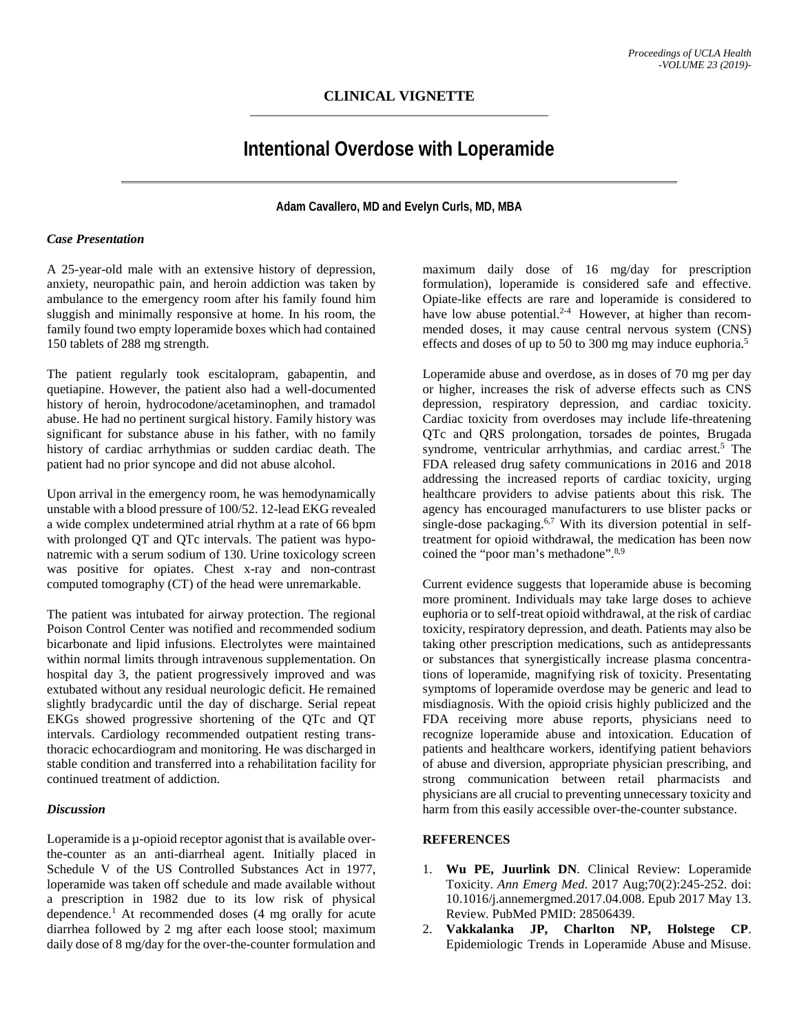**CLINICAL VIGNETTE**

# Intentional Overdose with Loperamide

**Adam Cavallero, MD and Evelyn Curls, MD, MBA**

### *Case Presentation*

A 25-year-old male with an extensive history of depression, anxiety, neuropathic pain, and heroin addiction was taken by ambulance to the emergency room after his family found him sluggish and minimally responsive at home. In his room, the family found two empty loperamide boxes which had contained 150 tablets of 288 mg strength.

The patient regularly took escitalopram, gabapentin, and quetiapine. However, the patient also had a well-documented history of heroin, hydrocodone/acetaminophen, and tramadol abuse. He had no pertinent surgical history. Family history was significant for substance abuse in his father, with no family history of cardiac arrhythmias or sudden cardiac death. The patient had no prior syncope and did not abuse alcohol.

Upon arrival in the emergency room, he was hemodynamically unstable with a blood pressure of 100/52. 12-lead EKG revealed a wide complex undetermined atrial rhythm at a rate of 66 bpm with prolonged QT and QTc intervals. The patient was hyponatremic with a serum sodium of 130. Urine toxicology screen was positive for opiates. Chest x-ray and non-contrast computed tomography (CT) of the head were unremarkable.

The patient was intubated for airway protection. The regional Poison Control Center was notified and recommended sodium bicarbonate and lipid infusions. Electrolytes were maintained within normal limits through intravenous supplementation. On hospital day 3, the patient progressively improved and was extubated without any residual neurologic deficit. He remained slightly bradycardic until the day of discharge. Serial repeat EKGs showed progressive shortening of the QTc and QT intervals. Cardiology recommended outpatient resting transthoracic echocardiogram and monitoring. He was discharged in stable condition and transferred into a rehabilitation facility for continued treatment of addiction.

### *Discussion*

Loperamide is a µ-opioid receptor agonist that is available over-the-counter as an anti-diarrheal agent. Initially placed in Schedule V of the US Controlled Substances Act in 1977, loperamide was taken off schedule and made available without a prescription in 1982 due to its low risk of physical dependence.[1] At recommended doses (4 mg orally for acute diarrhea followed by 2 mg after each loose stool; maximum daily dose of 8 mg/day for the over-the-counter formulation and maximum daily dose of 16 mg/day for prescription formulation), loperamide is considered safe and effective. Opiate-like effects are rare and loperamide is considered to have low abuse potential.[2-4] However, at higher than recommended doses, it may cause central nervous system (CNS) effects and doses of up to 50 to 300 mg may induce euphoria.[5]

Loperamide abuse and overdose, as in doses of 70 mg per day or higher, increases the risk of adverse effects such as CNS depression, respiratory depression, and cardiac toxicity. Cardiac toxicity from overdoses may include life-threatening QTc and QRS prolongation, torsades de pointes, Brugada syndrome, ventricular arrhythmias, and cardiac arrest.[5] The FDA released drug safety communications in 2016 and 2018 addressing the increased reports of cardiac toxicity, urging healthcare providers to advise patients about this risk. The agency has encouraged manufacturers to use blister packs or single-dose packaging.[6,7] With its diversion potential in self-treatment for opioid withdrawal, the medication has been now coined the "poor man's methadone".[8,9]

Current evidence suggests that loperamide abuse is becoming more prominent. Individuals may take large doses to achieve euphoria or to self-treat opioid withdrawal, at the risk of cardiac toxicity, respiratory depression, and death. Patients may also be taking other prescription medications, such as antidepressants or substances that synergistically increase plasma concentrations of loperamide, magnifying risk of toxicity. Presentating symptoms of loperamide overdose may be generic and lead to misdiagnosis. With the opioid crisis highly publicized and the FDA receiving more abuse reports, physicians need to recognize loperamide abuse and intoxication. Education of patients and healthcare workers, identifying patient behaviors of abuse and diversion, appropriate physician prescribing, and strong communication between retail pharmacists and physicians are all crucial to preventing unnecessary toxicity and harm from this easily accessible over-the-counter substance.

### REFERENCES

1. **Wu PE, Juurlink DN**. Clinical Review: Loperamide Toxicity. *Ann Emerg Med*. 2017 Aug;70(2):245-252. doi: 10.1016/j.annemergmed.2017.04.008. Epub 2017 May 13. Review. PubMed PMID: 28506439.
2. **Vakkalanka JP, Charlton NP, Holstege CP**. Epidemiologic Trends in Loperamide Abuse and Misuse.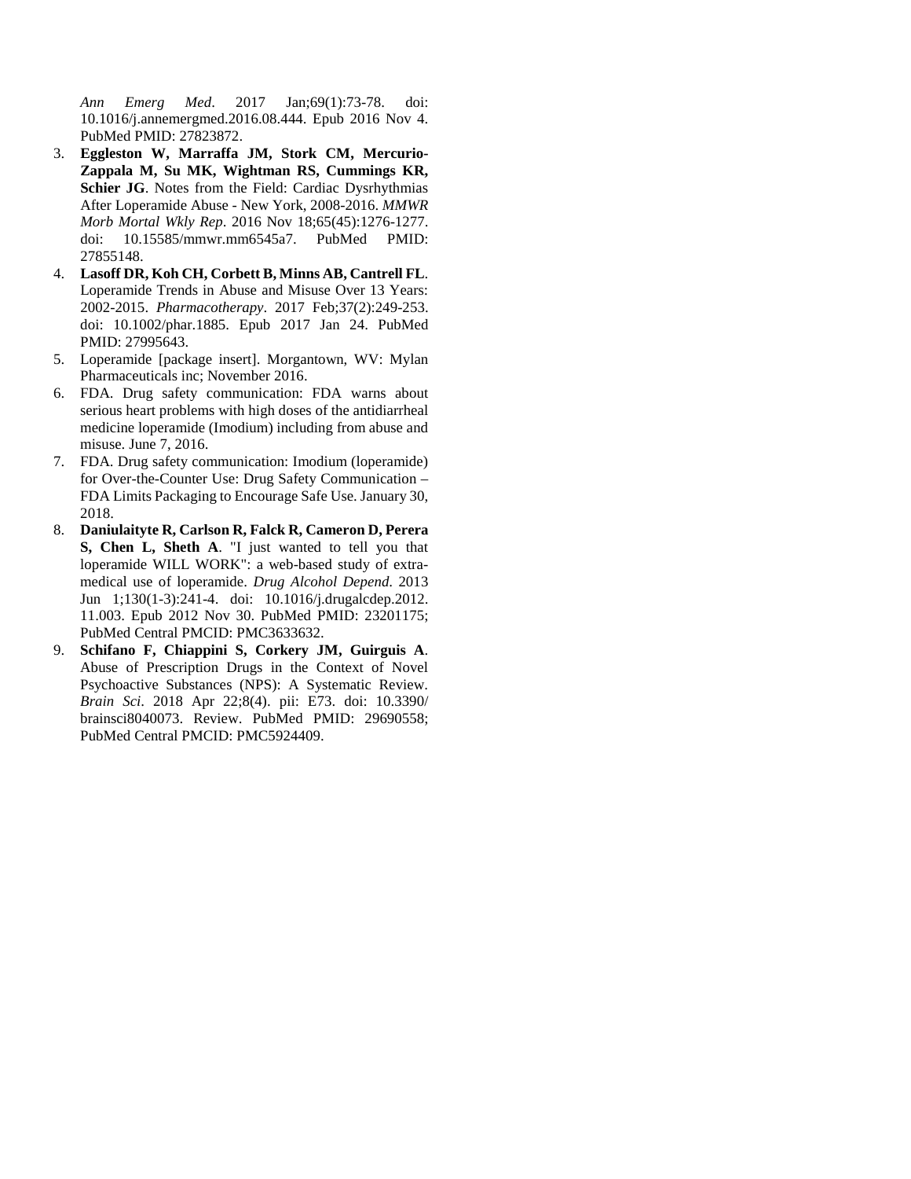*Ann Emerg Med*. 2017 Jan;69(1):73-78. doi: 10.1016/j.annemergmed.2016.08.444. Epub 2016 Nov 4. PubMed PMID: 27823872.

3. **Eggleston W, Marraffa JM, Stork CM, Mercurio-Zappala M, Su MK, Wightman RS, Cummings KR, Schier JG**. Notes from the Field: Cardiac Dysrhythmias After Loperamide Abuse - New York, 2008-2016. *MMWR Morb Mortal Wkly Rep*. 2016 Nov 18;65(45):1276-1277. doi: 10.15585/mmwr.mm6545a7. PubMed PMID: 27855148.
4. **Lasoff DR, Koh CH, Corbett B, Minns AB, Cantrell FL**. Loperamide Trends in Abuse and Misuse Over 13 Years: 2002-2015. *Pharmacotherapy*. 2017 Feb;37(2):249-253. doi: 10.1002/phar.1885. Epub 2017 Jan 24. PubMed PMID: 27995643.
5. Loperamide [package insert]. Morgantown, WV: Mylan Pharmaceuticals inc; November 2016.
6. FDA. Drug safety communication: FDA warns about serious heart problems with high doses of the antidiarrheal medicine loperamide (Imodium) including from abuse and misuse. June 7, 2016.
7. FDA. Drug safety communication: Imodium (loperamide) for Over-the-Counter Use: Drug Safety Communication – FDA Limits Packaging to Encourage Safe Use. January 30, 2018.
8. **Daniulaityte R, Carlson R, Falck R, Cameron D, Perera S, Chen L, Sheth A**. "I just wanted to tell you that loperamide WILL WORK": a web-based study of extra-medical use of loperamide. *Drug Alcohol Depend.* 2013 Jun 1;130(1-3):241-4. doi: 10.1016/j.drugalcdep.2012. 11.003. Epub 2012 Nov 30. PubMed PMID: 23201175; PubMed Central PMCID: PMC3633632.
9. **Schifano F, Chiappini S, Corkery JM, Guirguis A**. Abuse of Prescription Drugs in the Context of Novel Psychoactive Substances (NPS): A Systematic Review. *Brain Sci*. 2018 Apr 22;8(4). pii: E73. doi: 10.3390/ brainsci8040073. Review. PubMed PMID: 29690558; PubMed Central PMCID: PMC5924409.